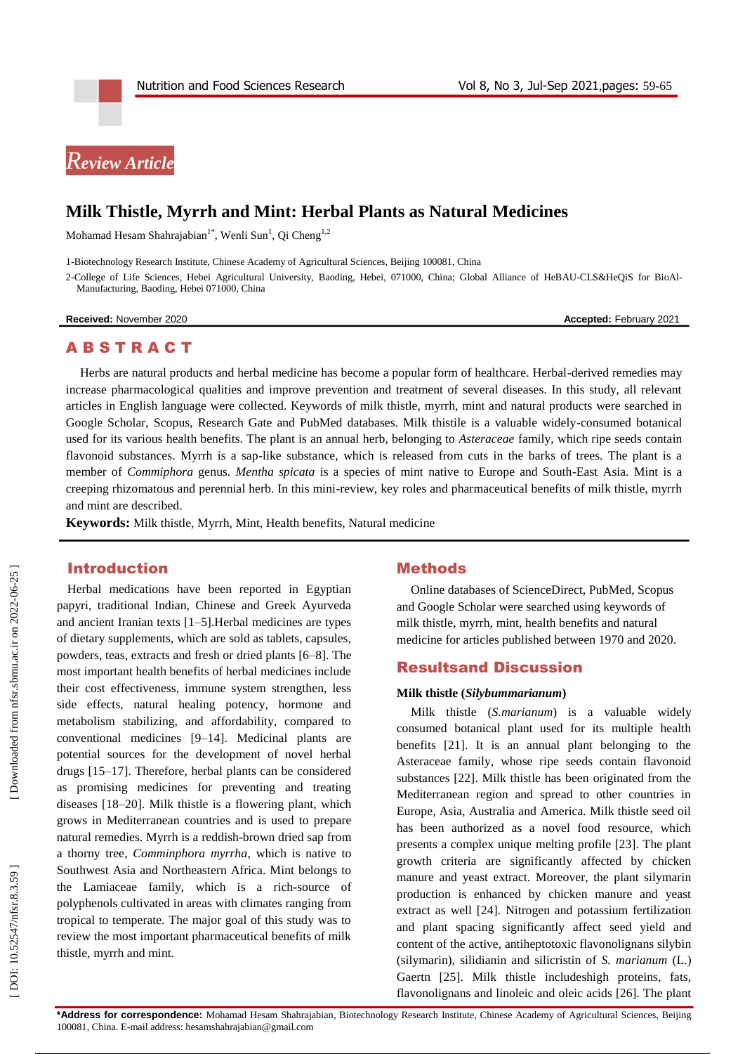Review Article

# Milk Thistle, Myrrh and Mint: Herbal Plants as Natural Medicines

Mohamad Hesam Shahrajabian[1*], Wenli Sun[1], Qi Cheng[1,2]

1-Biotechnology Research Institute, Chinese Academy of Agricultural Sciences, Beijing 100081, China

2-College of Life Sciences, Hebei Agricultural University, Baoding, Hebei, 071000, China; Global Alliance of HeBAU-CLS&HeQiS for BioAl-Manufacturing, Baoding, Hebei 071000, China

**Received:** November 2020 **Accepted:** February 2021

## ABSTRACT

Herbs are natural products and herbal medicine has become a popular form of healthcare. Herbal-derived remedies may increase pharmacological qualities and improve prevention and treatment of several diseases. In this study, all relevant articles in English language were collected. Keywords of milk thistle, myrrh, mint and natural products were searched in Google Scholar, Scopus, Research Gate and PubMed databases. Milk thistile is a valuable widely-consumed botanical used for its various health benefits. The plant is an annual herb, belonging to *Asteraceae* family, which ripe seeds contain flavonoid substances. Myrrh is a sap-like substance, which is released from cuts in the barks of trees. The plant is a member of *Commiphora* genus. *Mentha spicata* is a species of mint native to Europe and South-East Asia. Mint is a creeping rhizomatous and perennial herb. In this mini-review, key roles and pharmaceutical benefits of milk thistle, myrrh and mint are described.

**Keywords:** Milk thistle, Myrrh, Mint, Health benefits, Natural medicine

## Introduction

Herbal medications have been reported in Egyptian papyri, traditional Indian, Chinese and Greek Ayurveda and ancient Iranian texts [1–5].Herbal medicines are types of dietary supplements, which are sold as tablets, capsules, powders, teas, extracts and fresh or dried plants [6–8]. The most important health benefits of herbal medicines include their cost effectiveness, immune system strengthen, less side effects, natural healing potency, hormone and metabolism stabilizing, and affordability, compared to conventional medicines [9–14]. Medicinal plants are potential sources for the development of novel herbal drugs [15–17]. Therefore, herbal plants can be considered as promising medicines for preventing and treating diseases [18–20]. Milk thistle is a flowering plant, which grows in Mediterranean countries and is used to prepare natural remedies. Myrrh is a reddish-brown dried sap from a thorny tree, *Comminphora myrrha*, which is native to Southwest Asia and Northeastern Africa. Mint belongs to the Lamiaceae family, which is a rich-source of polyphenols cultivated in areas with climates ranging from tropical to temperate. The major goal of this study was to review the most important pharmaceutical benefits of milk thistle, myrrh and mint.

## Methods

Online databases of ScienceDirect, PubMed, Scopus and Google Scholar were searched using keywords of milk thistle, myrrh, mint, health benefits and natural medicine for articles published between 1970 and 2020.

## Resultsand Discussion

### Milk thistle (*Silybummarianum*)

Milk thistle (*S.marianum*) is a valuable widely consumed botanical plant used for its multiple health benefits [21]. It is an annual plant belonging to the Asteraceae family, whose ripe seeds contain flavonoid substances [22]. Milk thistle has been originated from the Mediterranean region and spread to other countries in Europe, Asia, Australia and America. Milk thistle seed oil has been authorized as a novel food resource, which presents a complex unique melting profile [23]. The plant growth criteria are significantly affected by chicken manure and yeast extract. Moreover, the plant silymarin production is enhanced by chicken manure and yeast extract as well [24]. Nitrogen and potassium fertilization and plant spacing significantly affect seed yield and content of the active, antiheptotoxic flavonolignans silybin (silymarin), silidianin and silicristin of *S. marianum* (L.) Gaertn [25]. Milk thistle includeshigh proteins, fats, flavonolignans and linoleic and oleic acids [26]. The plant

*Address for correspondence: Mohamad Hesam Shahrajabian, Biotechnology Research Institute, Chinese Academy of Agricultural Sciences, Beijing 100081, China. E-mail address: hesamshahrajabian@gmail.com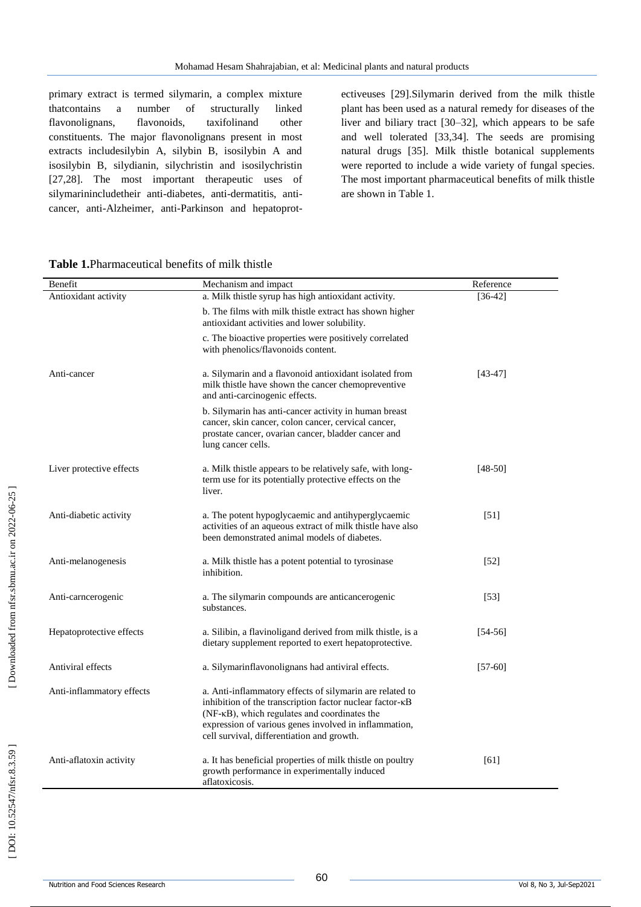primary extract is termed silymarin, a complex mixture thatcontains a number of structurally linked flavonolignans, flavonoids, taxifolinand other constituents. The major flavonolignans present in most extracts includesilybin A, silybin B, isosilybin A and isosilybin B, silydianin, silychristin and isosilychristin [27,28]. The most important therapeutic uses of silymarinincludetheir anti-diabetes, anti-dermatitis, anti-cancer, anti-Alzheimer, anti-Parkinson and hepatoprot-ectiveuses [29].Silymarin derived from the milk thistle plant has been used as a natural remedy for diseases of the liver and biliary tract [30–32], which appears to be safe and well tolerated [33,34]. The seeds are promising natural drugs [35]. Milk thistle botanical supplements were reported to include a wide variety of fungal species. The most important pharmaceutical benefits of milk thistle are shown in Table 1.

**Table 1.**Pharmaceutical benefits of milk thistle

| Benefit | Mechanism and impact | Reference |
|---|---|---|
| Antioxidant activity | a. Milk thistle syrup has high antioxidant activity.<br>b. The films with milk thistle extract has shown higher antioxidant activities and lower solubility.<br>c. The bioactive properties were positively correlated with phenolics/flavonoids content. | [36-42] |
| Anti-cancer | a. Silymarin and a flavonoid antioxidant isolated from milk thistle have shown the cancer chemopreventive and anti-carcinogenic effects.<br>b. Silymarin has anti-cancer activity in human breast cancer, skin cancer, colon cancer, cervical cancer, prostate cancer, ovarian cancer, bladder cancer and lung cancer cells. | [43-47] |
| Liver protective effects | a. Milk thistle appears to be relatively safe, with long-term use for its potentially protective effects on the liver. | [48-50] |
| Anti-diabetic activity | a. The potent hypoglycaemic and antihyperglycaemic activities of an aqueous extract of milk thistle have also been demonstrated animal models of diabetes. | [51] |
| Anti-melanogenesis | a. Milk thistle has a potent potential to tyrosinase inhibition. | [52] |
| Anti-carncerogenic | a. The silymarin compounds are anticancerogenic substances. | [53] |
| Hepatoprotective effects | a. Silibin, a flavinoligand derived from milk thistle, is a dietary supplement reported to exert hepatoprotective. | [54-56] |
| Antiviral effects | a. Silymarinflavonolignans had antiviral effects. | [57-60] |
| Anti-inflammatory effects | a. Anti-inflammatory effects of silymarin are related to inhibition of the transcription factor nuclear factor-κB (NF-κB), which regulates and coordinates the expression of various genes involved in inflammation, cell survival, differentiation and growth. | |
| Anti-aflatoxin activity | a. It has beneficial properties of milk thistle on poultry growth performance in experimentally induced aflatoxicosis. | [61] |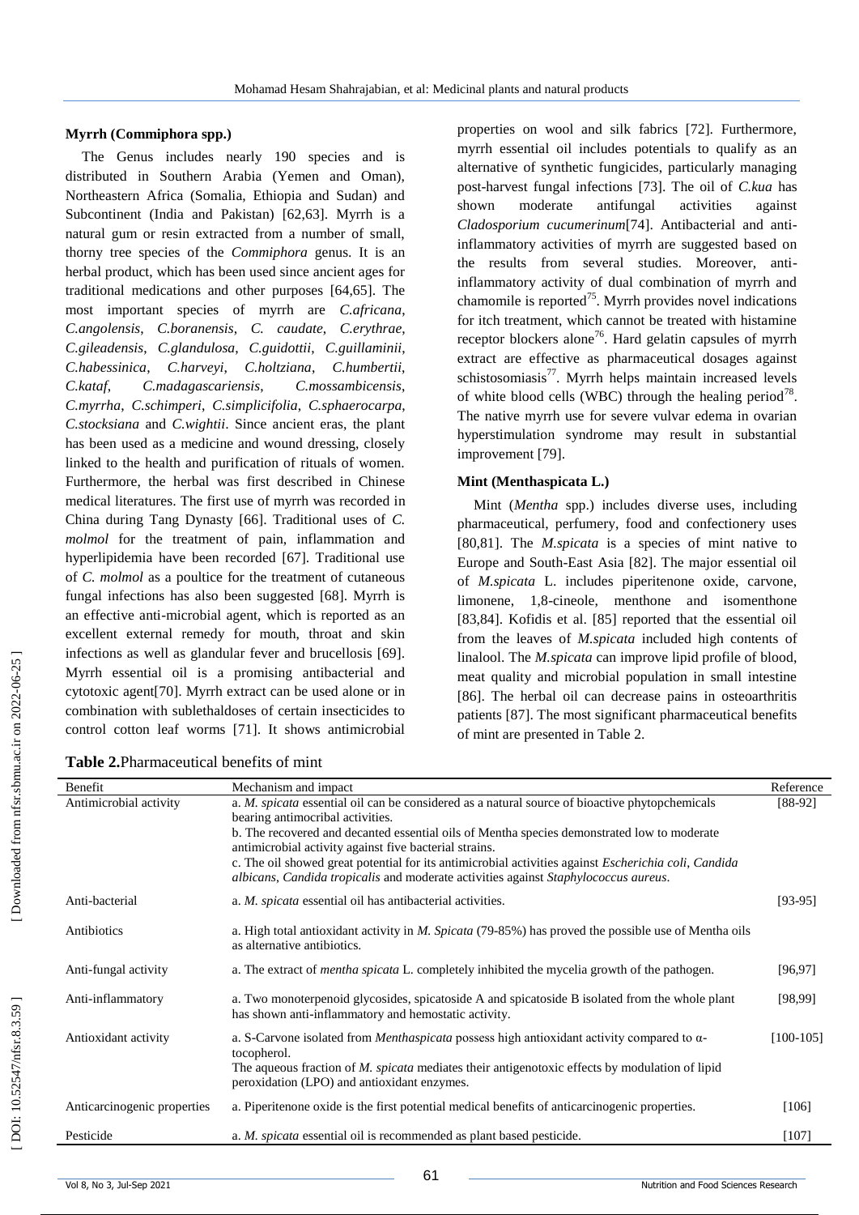### Myrrh (Commiphora spp.)

The Genus includes nearly 190 species and is distributed in Southern Arabia (Yemen and Oman), Northeastern Africa (Somalia, Ethiopia and Sudan) and Subcontinent (India and Pakistan) [62,63]. Myrrh is a natural gum or resin extracted from a number of small, thorny tree species of the *Commiphora* genus. It is an herbal product, which has been used since ancient ages for traditional medications and other purposes [64,65]. The most important species of myrrh are *C.africana*, *C.angolensis*, *C.boranensis*, *C. caudate*, *C.erythrae*, *C.gileadensis*, *C.glandulosa*, *C.guidottii*, *C.guillaminii*, *C.habessinica*, *C.harveyi*, *C.holtziana*, *C.humbertii*, *C.kataf*, *C.madagascariensis*, *C.mossambicensis*, *C.myrrha*, *C.schimperi*, *C.simplicifolia*, *C.sphaerocarpa*, *C.stocksiana* and *C.wightii*. Since ancient eras, the plant has been used as a medicine and wound dressing, closely linked to the health and purification of rituals of women. Furthermore, the herbal was first described in Chinese medical literatures. The first use of myrrh was recorded in China during Tang Dynasty [66]. Traditional uses of *C. molmol* for the treatment of pain, inflammation and hyperlipidemia have been recorded [67]. Traditional use of *C. molmol* as a poultice for the treatment of cutaneous fungal infections has also been suggested [68]. Myrrh is an effective anti-microbial agent, which is reported as an excellent external remedy for mouth, throat and skin infections as well as glandular fever and brucellosis [69]. Myrrh essential oil is a promising antibacterial and cytotoxic agent[70]. Myrrh extract can be used alone or in combination with sublethaldoses of certain insecticides to control cotton leaf worms [71]. It shows antimicrobial properties on wool and silk fabrics [72]. Furthermore, myrrh essential oil includes potentials to qualify as an alternative of synthetic fungicides, particularly managing post-harvest fungal infections [73]. The oil of *C.kua* has shown moderate antifungal activities against *Cladosporium cucumerinum*[74]. Antibacterial and anti-inflammatory activities of myrrh are suggested based on the results from several studies. Moreover, anti-inflammatory activity of dual combination of myrrh and chamomile is reported[75]. Myrrh provides novel indications for itch treatment, which cannot be treated with histamine receptor blockers alone[76]. Hard gelatin capsules of myrrh extract are effective as pharmaceutical dosages against schistosomiasis[77]. Myrrh helps maintain increased levels of white blood cells (WBC) through the healing period[78]. The native myrrh use for severe vulvar edema in ovarian hyperstimulation syndrome may result in substantial improvement [79].

### Mint (Menthaspicata L.)

Mint (*Mentha* spp.) includes diverse uses, including pharmaceutical, perfumery, food and confectionery uses [80,81]. The *M.spicata* is a species of mint native to Europe and South-East Asia [82]. The major essential oil of *M.spicata* L. includes piperitenone oxide, carvone, limonene, 1,8-cineole, menthone and isomenthone [83,84]. Kofidis et al. [85] reported that the essential oil from the leaves of *M.spicata* included high contents of linalool. The *M.spicata* can improve lipid profile of blood, meat quality and microbial population in small intestine [86]. The herbal oil can decrease pains in osteoarthritis patients [87]. The most significant pharmaceutical benefits of mint are presented in Table 2.

**Table 2.**Pharmaceutical benefits of mint

| Benefit | Mechanism and impact | Reference |
|---|---|---|
| Antimicrobial activity | a. *M. spicata* essential oil can be considered as a natural source of bioactive phytopchemicals bearing antimocribal activities.<br>b. The recovered and decanted essential oils of Mentha species demonstrated low to moderate antimicrobial activity against five bacterial strains.<br>c. The oil showed great potential for its antimicrobial activities against *Escherichia coli*, *Candida albicans*, *Candida tropicalis* and moderate activities against *Staphylococcus aureus*. | [88-92] |
| Anti-bacterial | a. *M. spicata* essential oil has antibacterial activities. | [93-95] |
| Antibiotics | a. High total antioxidant activity in *M. Spicata* (79-85%) has proved the possible use of Mentha oils as alternative antibiotics. | |
| Anti-fungal activity | a. The extract of *mentha spicata* L. completely inhibited the mycelia growth of the pathogen. | [96,97] |
| Anti-inflammatory | a. Two monoterpenoid glycosides, spicatoside A and spicatoside B isolated from the whole plant has shown anti-inflammatory and hemostatic activity. | [98,99] |
| Antioxidant activity | a. S-Carvone isolated from *Menthaspicata* possess high antioxidant activity compared to α-tocopherol.<br>The aqueous fraction of *M. spicata* mediates their antigenotoxic effects by modulation of lipid peroxidation (LPO) and antioxidant enzymes. | [100-105] |
| Anticarcinogenic properties | a. Piperitenone oxide is the first potential medical benefits of anticarcinogenic properties. | [106] |
| Pesticide | a. *M. spicata* essential oil is recommended as plant based pesticide. | [107] |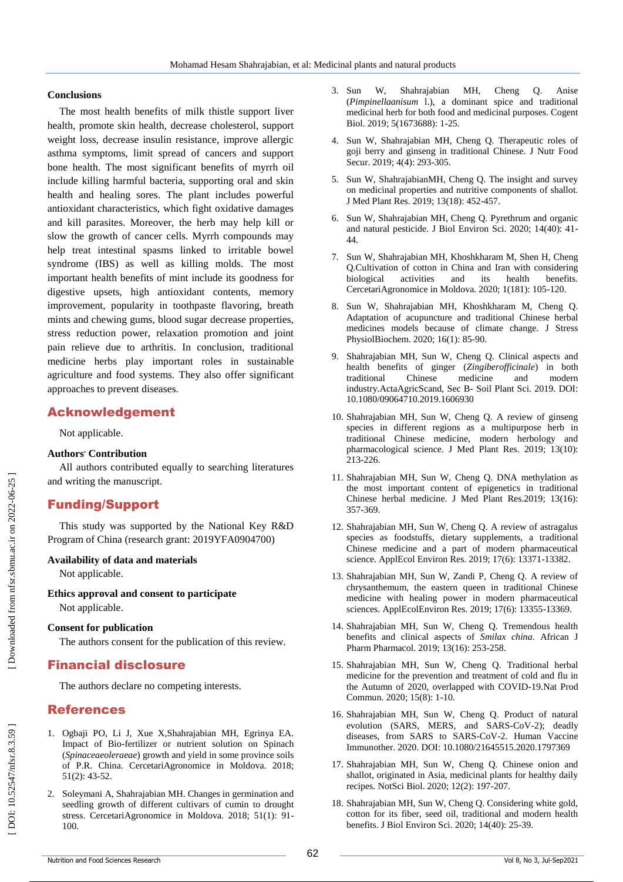### Conclusions

The most health benefits of milk thistle support liver health, promote skin health, decrease cholesterol, support weight loss, decrease insulin resistance, improve allergic asthma symptoms, limit spread of cancers and support bone health. The most significant benefits of myrrh oil include killing harmful bacteria, supporting oral and skin health and healing sores. The plant includes powerful antioxidant characteristics, which fight oxidative damages and kill parasites. Moreover, the herb may help kill or slow the growth of cancer cells. Myrrh compounds may help treat intestinal spasms linked to irritable bowel syndrome (IBS) as well as killing molds. The most important health benefits of mint include its goodness for digestive upsets, high antioxidant contents, memory improvement, popularity in toothpaste flavoring, breath mints and chewing gums, blood sugar decrease properties, stress reduction power, relaxation promotion and joint pain relieve due to arthritis. In conclusion, traditional medicine herbs play important roles in sustainable agriculture and food systems. They also offer significant approaches to prevent diseases.

## Acknowledgement

Not applicable.

### Authors' Contribution

All authors contributed equally to searching literatures and writing the manuscript.

## Funding/Support

This study was supported by the National Key R&D Program of China (research grant: 2019YFA0904700)

### Availability of data and materials

Not applicable.

### Ethics approval and consent to participate

Not applicable.

### Consent for publication

The authors consent for the publication of this review.

## Financial disclosure

The authors declare no competing interests.

## References

1. Ogbaji PO, Li J, Xue X,Shahrajabian MH, Egrinya EA. Impact of Bio-fertilizer or nutrient solution on Spinach (*Spinaceaeoleraeae*) growth and yield in some province soils of P.R. China. CercetariAgronomice in Moldova. 2018; 51(2): 43-52.
2. Soleymani A, Shahrajabian MH. Changes in germination and seedling growth of different cultivars of cumin to drought stress. CercetariAgronomice in Moldova. 2018; 51(1): 91-100.
3. Sun W, Shahrajabian MH, Cheng Q. Anise (*Pimpinellaanisum* l.), a dominant spice and traditional medicinal herb for both food and medicinal purposes. Cogent Biol. 2019; 5(1673688): 1-25.
4. Sun W, Shahrajabian MH, Cheng Q. Therapeutic roles of goji berry and ginseng in traditional Chinese. J Nutr Food Secur. 2019; 4(4): 293-305.
5. Sun W, ShahrajabianMH, Cheng Q. The insight and survey on medicinal properties and nutritive components of shallot. J Med Plant Res. 2019; 13(18): 452-457.
6. Sun W, Shahrajabian MH, Cheng Q. Pyrethrum and organic and natural pesticide. J Biol Environ Sci. 2020; 14(40): 41-44.
7. Sun W, Shahrajabian MH, Khoshkharam M, Shen H, Cheng Q.Cultivation of cotton in China and Iran with considering biological activities and its health benefits. CercetariAgronomice in Moldova. 2020; 1(181): 105-120.
8. Sun W, Shahrajabian MH, Khoshkharam M, Cheng Q. Adaptation of acupuncture and traditional Chinese herbal medicines models because of climate change. J Stress PhysiolBiochem. 2020; 16(1): 85-90.
9. Shahrajabian MH, Sun W, Cheng Q. Clinical aspects and health benefits of ginger (*Zingiberofficinale*) in both traditional Chinese medicine and modern industry.ActaAgricScand, Sec B- Soil Plant Sci. 2019. DOI: 10.1080/09064710.2019.1606930
10. Shahrajabian MH, Sun W, Cheng Q. A review of ginseng species in different regions as a multipurpose herb in traditional Chinese medicine, modern herbology and pharmacological science. J Med Plant Res. 2019; 13(10): 213-226.
11. Shahrajabian MH, Sun W, Cheng Q. DNA methylation as the most important content of epigenetics in traditional Chinese herbal medicine. J Med Plant Res.2019; 13(16): 357-369.
12. Shahrajabian MH, Sun W, Cheng Q. A review of astragalus species as foodstuffs, dietary supplements, a traditional Chinese medicine and a part of modern pharmaceutical science. ApplEcol Environ Res. 2019; 17(6): 13371-13382.
13. Shahrajabian MH, Sun W, Zandi P, Cheng Q. A review of chrysanthemum, the eastern queen in traditional Chinese medicine with healing power in modern pharmaceutical sciences. ApplEcolEnviron Res. 2019; 17(6): 13355-13369.
14. Shahrajabian MH, Sun W, Cheng Q. Tremendous health benefits and clinical aspects of *Smilax china*. African J Pharm Pharmacol. 2019; 13(16): 253-258.
15. Shahrajabian MH, Sun W, Cheng Q. Traditional herbal medicine for the prevention and treatment of cold and flu in the Autumn of 2020, overlapped with COVID-19.Nat Prod Commun. 2020; 15(8): 1-10.
16. Shahrajabian MH, Sun W, Cheng Q. Product of natural evolution (SARS, MERS, and SARS-CoV-2); deadly diseases, from SARS to SARS-CoV-2. Human Vaccine Immunother. 2020. DOI: 10.1080/21645515.2020.1797369
17. Shahrajabian MH, Sun W, Cheng Q. Chinese onion and shallot, originated in Asia, medicinal plants for healthy daily recipes. NotSci Biol. 2020; 12(2): 197-207.
18. Shahrajabian MH, Sun W, Cheng Q. Considering white gold, cotton for its fiber, seed oil, traditional and modern health benefits. J Biol Environ Sci. 2020; 14(40): 25-39.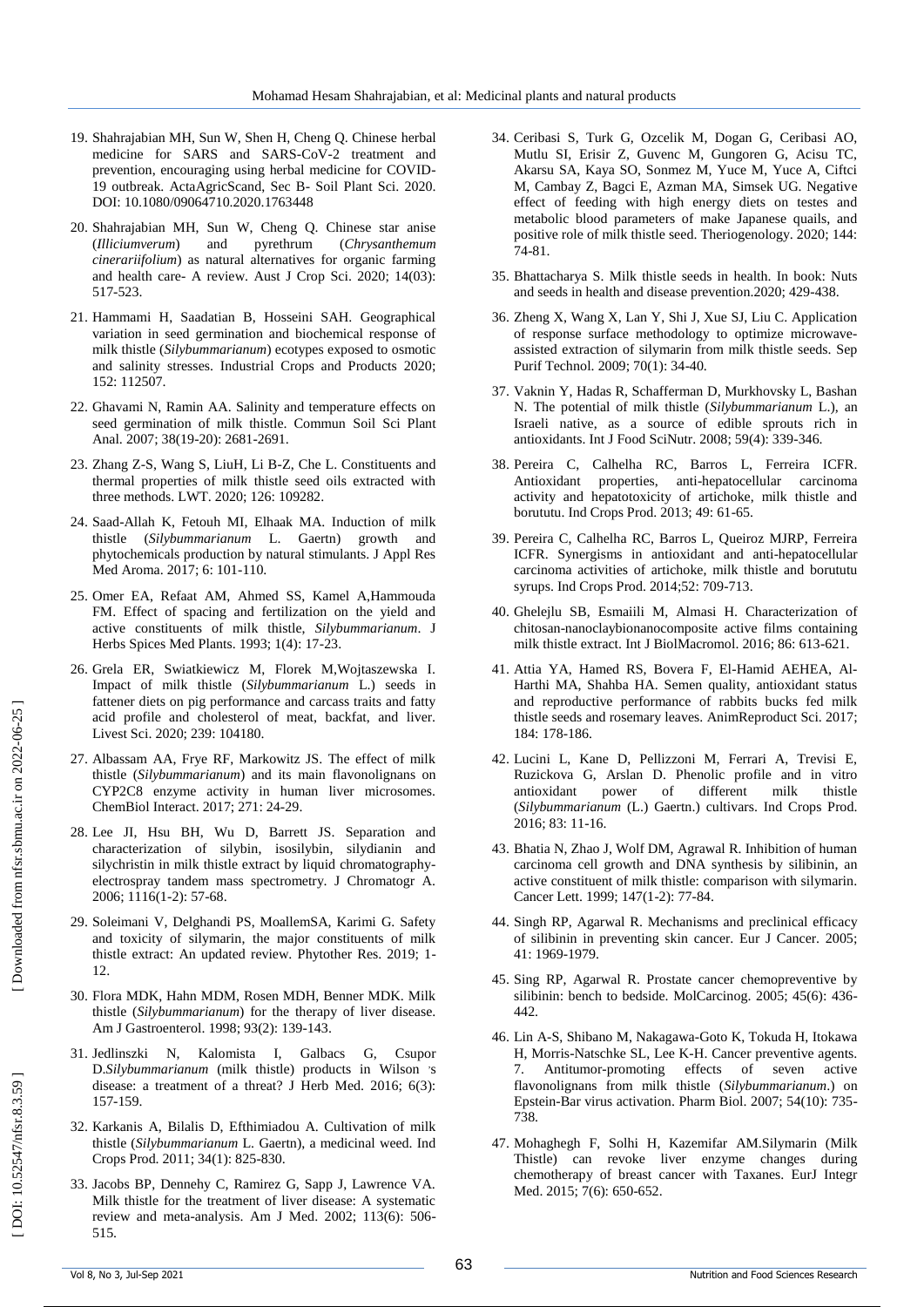19. Shahrajabian MH, Sun W, Shen H, Cheng Q. Chinese herbal medicine for SARS and SARS-CoV-2 treatment and prevention, encouraging using herbal medicine for COVID-19 outbreak. ActaAgricScand, Sec B- Soil Plant Sci. 2020. DOI: 10.1080/09064710.2020.1763448

20. Shahrajabian MH, Sun W, Cheng Q. Chinese star anise (*Illiciumverum*) and pyrethrum (*Chrysanthemum cinerariifolium*) as natural alternatives for organic farming and health care- A review. Aust J Crop Sci. 2020; 14(03): 517-523.

21. Hammami H, Saadatian B, Hosseini SAH. Geographical variation in seed germination and biochemical response of milk thistle (*Silybummarianum*) ecotypes exposed to osmotic and salinity stresses. Industrial Crops and Products 2020; 152: 112507.

22. Ghavami N, Ramin AA. Salinity and temperature effects on seed germination of milk thistle. Commun Soil Sci Plant Anal. 2007; 38(19-20): 2681-2691.

23. Zhang Z-S, Wang S, LiuH, Li B-Z, Che L. Constituents and thermal properties of milk thistle seed oils extracted with three methods. LWT. 2020; 126: 109282.

24. Saad-Allah K, Fetouh MI, Elhaak MA. Induction of milk thistle (*Silybummarianum* L. Gaertn) growth and phytochemicals production by natural stimulants. J Appl Res Med Aroma. 2017; 6: 101-110.

25. Omer EA, Refaat AM, Ahmed SS, Kamel A,Hammouda FM. Effect of spacing and fertilization on the yield and active constituents of milk thistle, *Silybummarianum*. J Herbs Spices Med Plants. 1993; 1(4): 17-23.

26. Grela ER, Swiatkiewicz M, Florek M,Wojtaszewska I. Impact of milk thistle (*Silybummarianum* L.) seeds in fattener diets on pig performance and carcass traits and fatty acid profile and cholesterol of meat, backfat, and liver. Livest Sci. 2020; 239: 104180.

27. Albassam AA, Frye RF, Markowitz JS. The effect of milk thistle (*Silybummarianum*) and its main flavonolignans on CYP2C8 enzyme activity in human liver microsomes. ChemBiol Interact. 2017; 271: 24-29.

28. Lee JI, Hsu BH, Wu D, Barrett JS. Separation and characterization of silybin, isosilybin, silydianin and silychristin in milk thistle extract by liquid chromatography-electrospray tandem mass spectrometry. J Chromatogr A. 2006; 1116(1-2): 57-68.

29. Soleimani V, Delghandi PS, MoallemSA, Karimi G. Safety and toxicity of silymarin, the major constituents of milk thistle extract: An updated review. Phytother Res. 2019; 1-12.

30. Flora MDK, Hahn MDM, Rosen MDH, Benner MDK. Milk thistle (*Silybummarianum*) for the therapy of liver disease. Am J Gastroenterol. 1998; 93(2): 139-143.

31. Jedlinszki N, Kalomista I, Galbacs G, Csupor D.*Silybummarianum* (milk thistle) products in Wilson ׳s disease: a treatment of a threat? J Herb Med. 2016; 6(3): 157-159.

32. Karkanis A, Bilalis D, Efthimiadou A. Cultivation of milk thistle (*Silybummarianum* L. Gaertn), a medicinal weed. Ind Crops Prod. 2011; 34(1): 825-830.

33. Jacobs BP, Dennehy C, Ramirez G, Sapp J, Lawrence VA. Milk thistle for the treatment of liver disease: A systematic review and meta-analysis. Am J Med. 2002; 113(6): 506-515.

34. Ceribasi S, Turk G, Ozcelik M, Dogan G, Ceribasi AO, Mutlu SI, Erisir Z, Guvenc M, Gungoren G, Acisu TC, Akarsu SA, Kaya SO, Sonmez M, Yuce M, Yuce A, Ciftci M, Cambay Z, Bagci E, Azman MA, Simsek UG. Negative effect of feeding with high energy diets on testes and metabolic blood parameters of make Japanese quails, and positive role of milk thistle seed. Theriogenology. 2020; 144: 74-81.

35. Bhattacharya S. Milk thistle seeds in health. In book: Nuts and seeds in health and disease prevention.2020; 429-438.

36. Zheng X, Wang X, Lan Y, Shi J, Xue SJ, Liu C. Application of response surface methodology to optimize microwave-assisted extraction of silymarin from milk thistle seeds. Sep Purif Technol. 2009; 70(1): 34-40.

37. Vaknin Y, Hadas R, Schafferman D, Murkhovsky L, Bashan N. The potential of milk thistle (*Silybummarianum* L.), an Israeli native, as a source of edible sprouts rich in antioxidants. Int J Food SciNutr. 2008; 59(4): 339-346.

38. Pereira C, Calhelha RC, Barros L, Ferreira ICFR. Antioxidant properties, anti-hepatocellular carcinoma activity and hepatotoxicity of artichoke, milk thistle and borututu. Ind Crops Prod. 2013; 49: 61-65.

39. Pereira C, Calhelha RC, Barros L, Queiroz MJRP, Ferreira ICFR. Synergisms in antioxidant and anti-hepatocellular carcinoma activities of artichoke, milk thistle and borututu syrups. Ind Crops Prod. 2014;52: 709-713.

40. Ghelejlu SB, Esmaiili M, Almasi H. Characterization of chitosan-nanoclaybionanocomposite active films containing milk thistle extract. Int J BiolMacromol. 2016; 86: 613-621.

41. Attia YA, Hamed RS, Bovera F, El-Hamid AEHEA, Al-Harthi MA, Shahba HA. Semen quality, antioxidant status and reproductive performance of rabbits bucks fed milk thistle seeds and rosemary leaves. AnimReproduct Sci. 2017; 184: 178-186.

42. Lucini L, Kane D, Pellizzoni M, Ferrari A, Trevisi E, Ruzickova G, Arslan D. Phenolic profile and in vitro antioxidant power of different milk thistle (*Silybummarianum* (L.) Gaertn.) cultivars. Ind Crops Prod. 2016; 83: 11-16.

43. Bhatia N, Zhao J, Wolf DM, Agrawal R. Inhibition of human carcinoma cell growth and DNA synthesis by silibinin, an active constituent of milk thistle: comparison with silymarin. Cancer Lett. 1999; 147(1-2): 77-84.

44. Singh RP, Agarwal R. Mechanisms and preclinical efficacy of silibinin in preventing skin cancer. Eur J Cancer. 2005; 41: 1969-1979.

45. Sing RP, Agarwal R. Prostate cancer chemopreventive by silibinin: bench to bedside. MolCarcinog. 2005; 45(6): 436-442.

46. Lin A-S, Shibano M, Nakagawa-Goto K, Tokuda H, Itokawa H, Morris-Natschke SL, Lee K-H. Cancer preventive agents. 7. Antitumor-promoting effects of seven active flavonolignans from milk thistle (*Silybummarianum*.) on Epstein-Bar virus activation. Pharm Biol. 2007; 54(10): 735-738.

47. Mohaghegh F, Solhi H, Kazemifar AM.Silymarin (Milk Thistle) can revoke liver enzyme changes during chemotherapy of breast cancer with Taxanes. EurJ Integr Med. 2015; 7(6): 650-652.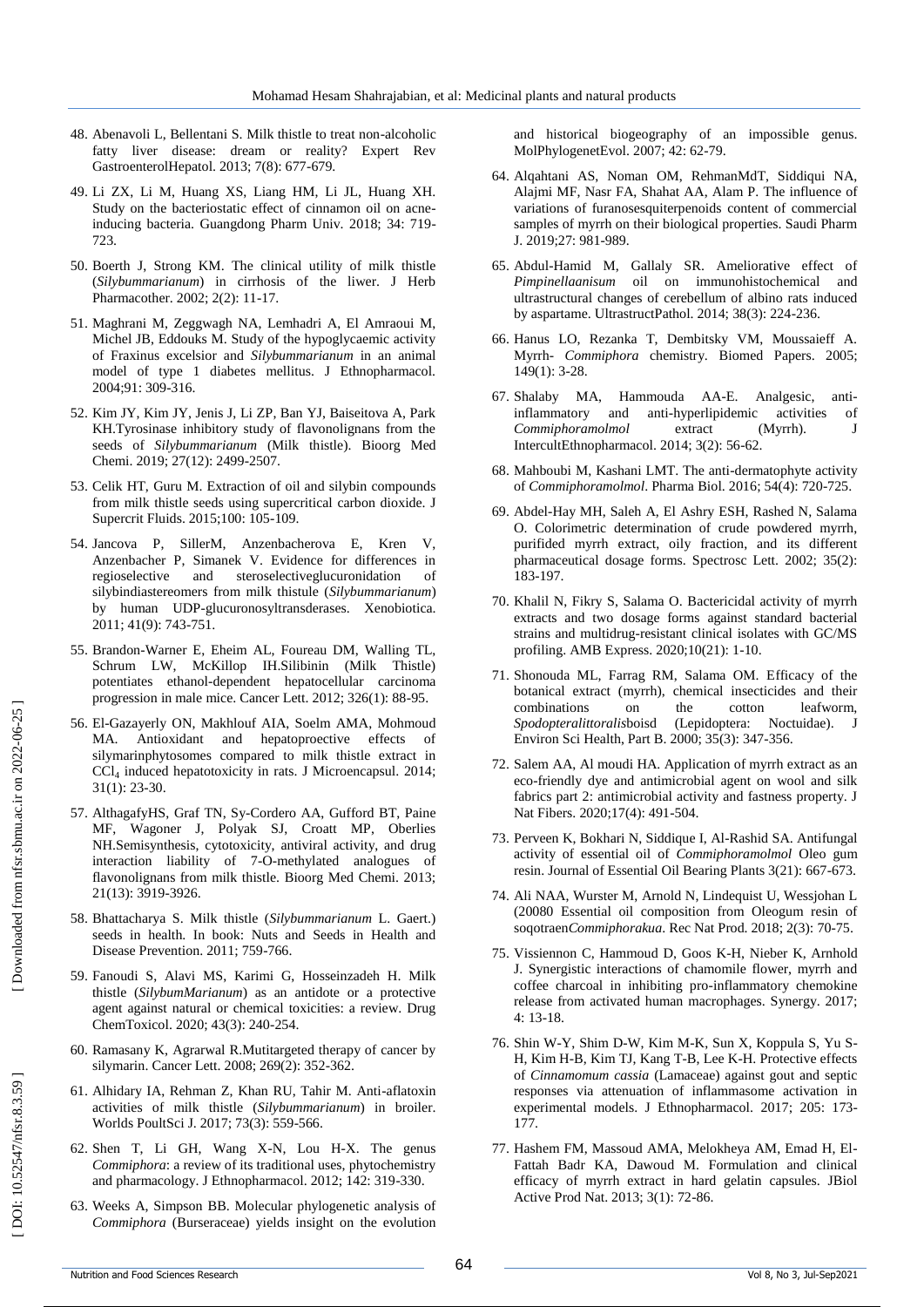48. Abenavoli L, Bellentani S. Milk thistle to treat non-alcoholic fatty liver disease: dream or reality? Expert Rev GastroenterolHepatol. 2013; 7(8): 677-679.

49. Li ZX, Li M, Huang XS, Liang HM, Li JL, Huang XH. Study on the bacteriostatic effect of cinnamon oil on acne-inducing bacteria. Guangdong Pharm Univ. 2018; 34: 719-723.

50. Boerth J, Strong KM. The clinical utility of milk thistle (*Silybummarianum*) in cirrhosis of the liwer. J Herb Pharmacother. 2002; 2(2): 11-17.

51. Maghrani M, Zeggwagh NA, Lemhadri A, El Amraoui M, Michel JB, Eddouks M. Study of the hypoglycaemic activity of Fraxinus excelsior and *Silybummarianum* in an animal model of type 1 diabetes mellitus. J Ethnopharmacol. 2004;91: 309-316.

52. Kim JY, Kim JY, Jenis J, Li ZP, Ban YJ, Baiseitova A, Park KH.Tyrosinase inhibitory study of flavonolignans from the seeds of *Silybummarianum* (Milk thistle). Bioorg Med Chemi. 2019; 27(12): 2499-2507.

53. Celik HT, Guru M. Extraction of oil and silybin compounds from milk thistle seeds using supercritical carbon dioxide. J Supercrit Fluids. 2015;100: 105-109.

54. Jancova P, SillerM, Anzenbacherova E, Kren V, Anzenbacher P, Simanek V. Evidence for differences in regioselective and steroselectiveglucuronidation of silybindiastereomers from milk thistule (*Silybummarianum*) by human UDP-glucuronosyltransderases. Xenobiotica. 2011; 41(9): 743-751.

55. Brandon-Warner E, Eheim AL, Foureau DM, Walling TL, Schrum LW, McKillop IH.Silibinin (Milk Thistle) potentiates ethanol-dependent hepatocellular carcinoma progression in male mice. Cancer Lett. 2012; 326(1): 88-95.

56. El-Gazayerly ON, Makhlouf AIA, Soelm AMA, Mohmoud MA. Antioxidant and hepatoproective effects of silymarinphytosomes compared to milk thistle extract in $CCl_4$ induced hepatotoxicity in rats. J Microencapsul. 2014; 31(1): 23-30.

57. AlthagafyHS, Graf TN, Sy-Cordero AA, Gufford BT, Paine MF, Wagoner J, Polyak SJ, Croatt MP, Oberlies NH.Semisynthesis, cytotoxicity, antiviral activity, and drug interaction liability of 7-O-methylated analogues of flavonolignans from milk thistle. Bioorg Med Chemi. 2013; 21(13): 3919-3926.

58. Bhattacharya S. Milk thistle (*Silybummarianum* L. Gaert.) seeds in health. In book: Nuts and Seeds in Health and Disease Prevention. 2011; 759-766.

59. Fanoudi S, Alavi MS, Karimi G, Hosseinzadeh H. Milk thistle (*SilybumMarianum*) as an antidote or a protective agent against natural or chemical toxicities: a review. Drug ChemToxicol. 2020; 43(3): 240-254.

60. Ramasany K, Agrarwal R.Mutitargeted therapy of cancer by silymarin. Cancer Lett. 2008; 269(2): 352-362.

61. Alhidary IA, Rehman Z, Khan RU, Tahir M. Anti-aflatoxin activities of milk thistle (*Silybummarianum*) in broiler. Worlds PoultSci J. 2017; 73(3): 559-566.

62. Shen T, Li GH, Wang X-N, Lou H-X. The genus *Commiphora*: a review of its traditional uses, phytochemistry and pharmacology. J Ethnopharmacol. 2012; 142: 319-330.

63. Weeks A, Simpson BB. Molecular phylogenetic analysis of *Commiphora* (Burseraceae) yields insight on the evolution and historical biogeography of an impossible genus. MolPhylogenetEvol. 2007; 42: 62-79.

64. Alqahtani AS, Noman OM, RehmanMdT, Siddiqui NA, Alajmi MF, Nasr FA, Shahat AA, Alam P. The influence of variations of furanosesquiterpenoids content of commercial samples of myrrh on their biological properties. Saudi Pharm J. 2019;27: 981-989.

65. Abdul-Hamid M, Gallaly SR. Ameliorative effect of *Pimpinellaanisum* oil on immunohistochemical and ultrastructural changes of cerebellum of albino rats induced by aspartame. UltrastructPathol. 2014; 38(3): 224-236.

66. Hanus LO, Rezanka T, Dembitsky VM, Moussaieff A. Myrrh- *Commiphora* chemistry. Biomed Papers. 2005; 149(1): 3-28.

67. Shalaby MA, Hammouda AA-E. Analgesic, anti-inflammatory and anti-hyperlipidemic activities of *Commiphoramolmol* extract (Myrrh). J InterculltEthnopharmacol. 2014; 3(2): 56-62.

68. Mahboubi M, Kashani LMT. The anti-dermatophyte activity of *Commiphoramolmol*. Pharma Biol. 2016; 54(4): 720-725.

69. Abdel-Hay MH, Saleh A, El Ashry ESH, Rashed N, Salama O. Colorimetric determination of crude powdered myrrh, purified myrrh extract, oily fraction, and its different pharmaceutical dosage forms. Spectrosc Lett. 2002; 35(2): 183-197.

70. Khalil N, Fikry S, Salama O. Bactericidal activity of myrrh extracts and two dosage forms against standard bacterial strains and multidrug-resistant clinical isolates with GC/MS profiling. AMB Express. 2020;10(21): 1-10.

71. Shonouda ML, Farrag RM, Salama OM. Efficacy of the botanical extract (myrrh), chemical insecticides and their combinations on the cotton leafworm, *Spodopteralittoralis*boisd (Lepidoptera: Noctuidae). J Environ Sci Health, Part B. 2000; 35(3): 347-356.

72. Selem AA, Al moudi HA. Application of myrrh extract as an eco-friendly dye and antimicrobial agent on wool and silk fabrics part 2: antimicrobial activity and fastness property. J Nat Fibers. 2020;17(4): 491-504.

73. Perveen K, Bokhari N, Siddique I, Al-Rashid SA. Antifungal activity of essential oil of *Commiphoramolmol* Oleo gum resin. Journal of Essential Oil Bearing Plants 3(21): 667-673.

74. Ali NAA, Wurster M, Arnold N, Lindequist U, Wessjohan L (20080 Essential oil composition from Oleogum resin of soqotraen*Commiphorakua*. Rec Nat Prod. 2018; 2(3): 70-75.

75. Vissiennon C, Hammoud D, Goos K-H, Nieber K, Arnhold J. Synergistic interactions of chamomile flower, myrrh and coffee charcoal in inhibiting pro-inflammatory chemokine release from activated human macrophages. Synergy. 2017; 4: 13-18.

76. Shin W-Y, Shim D-W, Kim M-K, Sun X, Koppula S, Yu S-H, Kim H-B, Kim TJ, Kang T-B, Lee K-H. Protective effects of *Cinnamomum cassia* (Lamaceae) against gout and septic responses via attenuation of inflammasome activation in experimental models. J Ethnopharmacol. 2017; 205: 173-177.

77. Hashem FM, Massoud AMA, Melokheya AM, Emad H, El-Fattah Badr KA, Dawoud M. Formulation and clinical efficacy of myrrh extract in hard gelatin capsules. JBiol Active Prod Nat. 2013; 3(1): 72-86.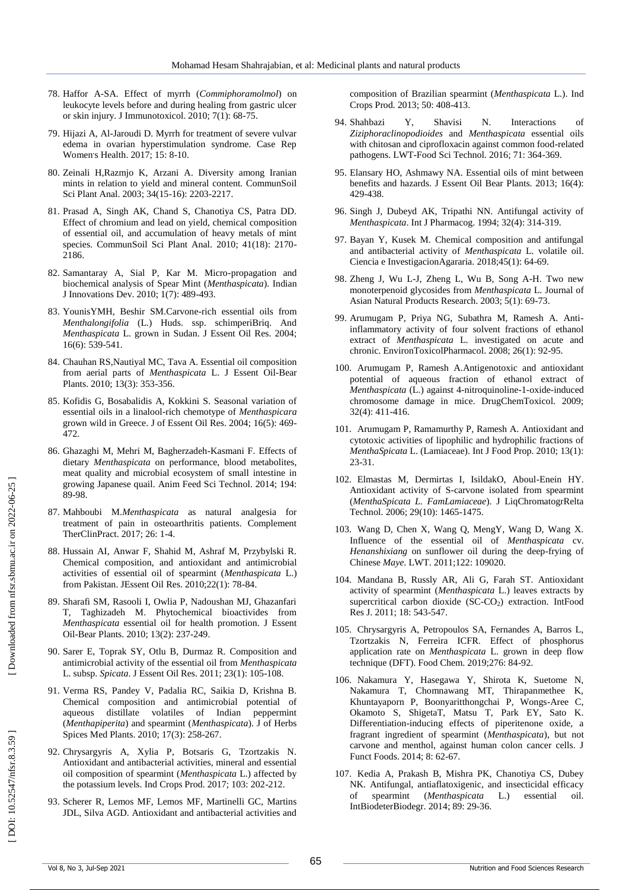78. Haffor A-SA. Effect of myrrh (*Commiphoramolmol*) on leukocyte levels before and during healing from gastric ulcer or skin injury. J Immunotoxicol. 2010; 7(1): 68-75.

79. Hijazi A, Al-Jaroudi D. Myrrh for treatment of severe vulvar edema in ovarian hyperstimulation syndrome. Case Rep Women's Health. 2017; 15: 8-10.

80. Zeinali H,Razmjo K, Arzani A. Diversity among Iranian mints in relation to yield and mineral content. CommunSoil Sci Plant Anal. 2003; 34(15-16): 2203-2217.

81. Prasad A, Singh AK, Chand S, Chanotiya CS, Patra DD. Effect of chromium and lead on yield, chemical composition of essential oil, and accumulation of heavy metals of mint species. CommunSoil Sci Plant Anal. 2010; 41(18): 2170-2186.

82. Samantaray A, Sial P, Kar M. Micro-propagation and biochemical analysis of Spear Mint (*Menthaspicata*). Indian J Innovations Dev. 2010; 1(7): 489-493.

83. YounisYMH, Beshir SM.Carvone-rich essential oils from *Menthalongifolia* (L.) Huds. ssp. schimperiBriq. And *Menthaspicata* L. grown in Sudan. J Essent Oil Res. 2004; 16(6): 539-541.

84. Chauhan RS,Nautiyal MC, Tava A. Essential oil composition from aerial parts of *Menthaspicata* L. J Essent Oil-Bear Plants. 2010; 13(3): 353-356.

85. Kofidis G, Bosabalidis A, Kokkini S. Seasonal variation of essential oils in a linalool-rich chemotype of *Menthaspicara* grown wild in Greece. J of Essent Oil Res. 2004; 16(5): 469-472.

86. Ghazaghi M, Mehri M, Bagherzadeh-Kasmani F. Effects of dietary *Menthaspicata* on performance, blood metabolites, meat quality and microbial ecosystem of small intestine in growing Japanese quail. Anim Feed Sci Technol. 2014; 194: 89-98.

87. Mahboubi M.*Menthaspicata* as natural analgesia for treatment of pain in osteoarthritis patients. Complement TherClinPract. 2017; 26: 1-4.

88. Hussain AI, Anwar F, Shahid M, Ashraf M, Przybylski R. Chemical composition, and antioxidant and antimicrobial activities of essential oil of spearmint (*Menthaspicata* L.) from Pakistan. JEssent Oil Res. 2010;22(1): 78-84.

89. Sharafi SM, Rasooli I, Owlia P, Nadoushan MJ, Ghazanfari T, Taghizadeh M. Phytochemical bioactivides from *Menthaspicata* essential oil for health promotion. J Essent Oil-Bear Plants. 2010; 13(2): 237-249.

90. Sarer E, Toprak SY, Otlu B, Durmaz R. Composition and antimicrobial activity of the essential oil from *Menthaspicata* L. subsp. *Spicata*. J Essent Oil Res. 2011; 23(1): 105-108.

91. Verma RS, Pandey V, Padalia RC, Saikia D, Krishna B. Chemical composition and antimicrobial potential of aqueous distillate volatiles of Indian peppermint (*Menthapiperita*) and spearmint (*Menthaspicata*). J of Herbs Spices Med Plants. 2010; 17(3): 258-267.

92. Chrysargyris A, Xylia P, Botsaris G, Tzortzakis N. Antioxidant and antibacterial activities, mineral and essential oil composition of spearmint (*Menthaspicata* L.) affected by the potassium levels. Ind Crops Prod. 2017; 103: 202-212.

93. Scherer R, Lemos MF, Lemos MF, Martinelli GC, Martins JDL, Silva AGD. Antioxidant and antibacterial activities and composition of Brazilian spearmint (*Menthaspicata* L.). Ind Crops Prod. 2013; 50: 408-413.

94. Shahbazi Y, Shavisi N. Interactions of *Ziziphoraclinopodioides* and *Menthaspicata* essential oils with chitosan and ciprofloxacin against common food-related pathogens. LWT-Food Sci Technol. 2016; 71: 364-369.

95. Elansary HO, Ashmawy NA. Essential oils of mint between benefits and hazards. J Essent Oil Bear Plants. 2013; 16(4): 429-438.

96. Singh J, Dubeyd AK, Tripathi NN. Antifungal activity of *Menthaspicata*. Int J Pharmacog. 1994; 32(4): 314-319.

97. Bayan Y, Kusek M. Chemical composition and antifungal and antibacterial activity of *Menthaspicata* L. volatile oil. Ciencia e InvestigacionAgararia. 2018;45(1): 64-69.

98. Zheng J, Wu L-J, Zheng L, Wu B, Song A-H. Two new monoterpenoid glycosides from *Menthaspicata* L. Journal of Asian Natural Products Research. 2003; 5(1): 69-73.

99. Arumugam P, Priya NG, Subathra M, Ramesh A. Anti-inflammatory activity of four solvent fractions of ethanol extract of *Menthaspicata* L. investigated on acute and chronic. EnvironToxicolPharmacol. 2008; 26(1): 92-95.

100. Arumugam P, Ramesh A.Antigenotoxic and antioxidant potential of aqueous fraction of ethanol extract of *Menthaspicata* (L.) against 4-nitroquinoline-1-oxide-induced chromosome damage in mice. DrugChemToxicol. 2009; 32(4): 411-416.

101. Arumugam P, Ramamurthy P, Ramesh A. Antioxidant and cytotoxic activities of lipophilic and hydrophilic fractions of *MenthaSpicata* L. (Lamiaceae). Int J Food Prop. 2010; 13(1): 23-31.

102. Elmastas M, Dermirtas I, IsildakO, Aboul-Enein HY. Antioxidant activity of S-carvone isolated from spearmint (*MenthaSpicata L. FamLamiaceae*). J LiqChromatogrRelta Technol. 2006; 29(10): 1465-1475.

103. Wang D, Chen X, Wang Q, MengY, Wang D, Wang X. Influence of the essential oil of *Menthaspicata* cv. *Henanshixiang* on sunflower oil during the deep-frying of Chinese *Maye*. LWT. 2011;122: 109020.

104. Mandana B, Russly AR, Ali G, Farah ST. Antioxidant activity of spearmint (*Menthaspicata* L.) leaves extracts by supercritical carbon dioxide (SC-$CO_2$) extraction. IntFood Res J. 2011; 18: 543-547.

105. Chrysargyris A, Petropoulos SA, Fernandes A, Barros L, Tzortzakis N, Ferreira ICFR. Effect of phosphorus application rate on *Menthaspicata* L. grown in deep flow technique (DFT). Food Chem. 2019;276: 84-92.

106. Nakamura Y, Hasegawa Y, Shirota K, Suetome N, Nakamura T, Chomnawang MT, Thirapanmethee K, Khuntayaporn P, Boonyaritthongchai P, Wongs-Aree C, Okamoto S, ShigetaT, Matsu T, Park EY, Sato K. Differentiation-inducing effects of piperitenone oxide, a fragrant ingredient of spearmint (*Menthaspicata*), but not carvone and menthol, against human colon cancer cells. J Funct Foods. 2014; 8: 62-67.

107. Kedia A, Prakash B, Mishra PK, Chanotiya CS, Dubey NK. Antifungal, antiaflatoxigenic, and insecticidal efficacy of spearmint (*Menthaspicata* L.) essential oil. IntBiodeterBiodegr. 2014; 89: 29-36.